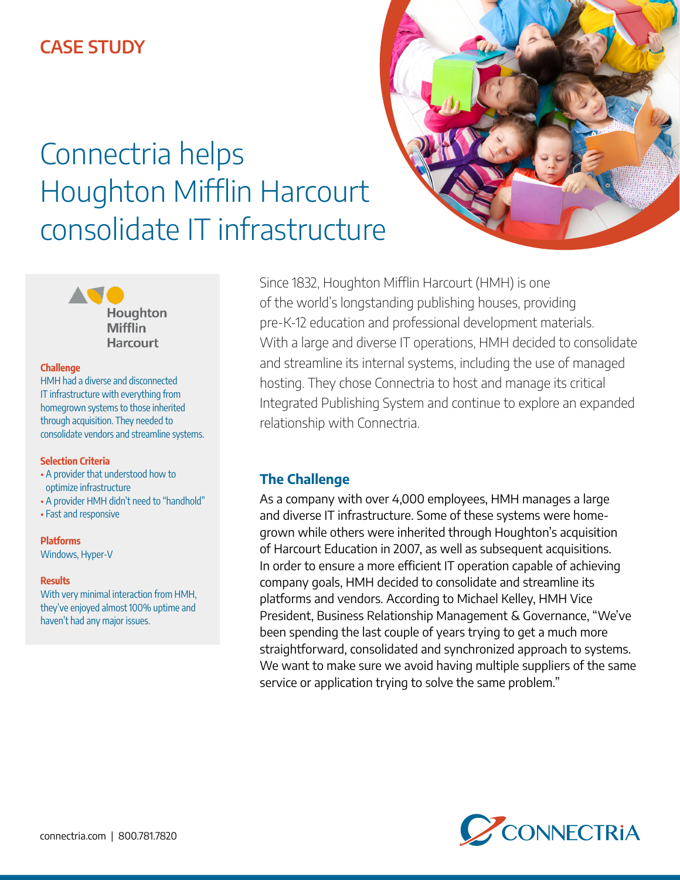CASE STUDY

# Connectria helps Houghton Mifflin Harcourt consolidate IT infrastructure

Houghton Mifflin Harcourt

**Challenge**

HMH had a diverse and disconnected IT infrastructure with everything from homegrown systems to those inherited through acquisition. They needed to consolidate vendors and streamline systems.

**Selection Criteria**

- A provider that understood how to optimize infrastructure
- A provider HMH didn't need to "handhold"
- Fast and responsive

**Platforms**

Windows, Hyper-V

**Results**

With very minimal interaction from HMH, they've enjoyed almost 100% uptime and haven't had any major issues.

Since 1832, Houghton Mifflin Harcourt (HMH) is one of the world's longstanding publishing houses, providing pre-K-12 education and professional development materials. With a large and diverse IT operations, HMH decided to consolidate and streamline its internal systems, including the use of managed hosting. They chose Connectria to host and manage its critical Integrated Publishing System and continue to explore an expanded relationship with Connectria.

## The Challenge

As a company with over 4,000 employees, HMH manages a large and diverse IT infrastructure. Some of these systems were home-grown while others were inherited through Houghton's acquisition of Harcourt Education in 2007, as well as subsequent acquisitions. In order to ensure a more efficient IT operation capable of achieving company goals, HMH decided to consolidate and streamline its platforms and vendors. According to Michael Kelley, HMH Vice President, Business Relationship Management & Governance, "We've been spending the last couple of years trying to get a much more straightforward, consolidated and synchronized approach to systems. We want to make sure we avoid having multiple suppliers of the same service or application trying to solve the same problem."

connectria.com | 800.781.7820

CONNECTRIA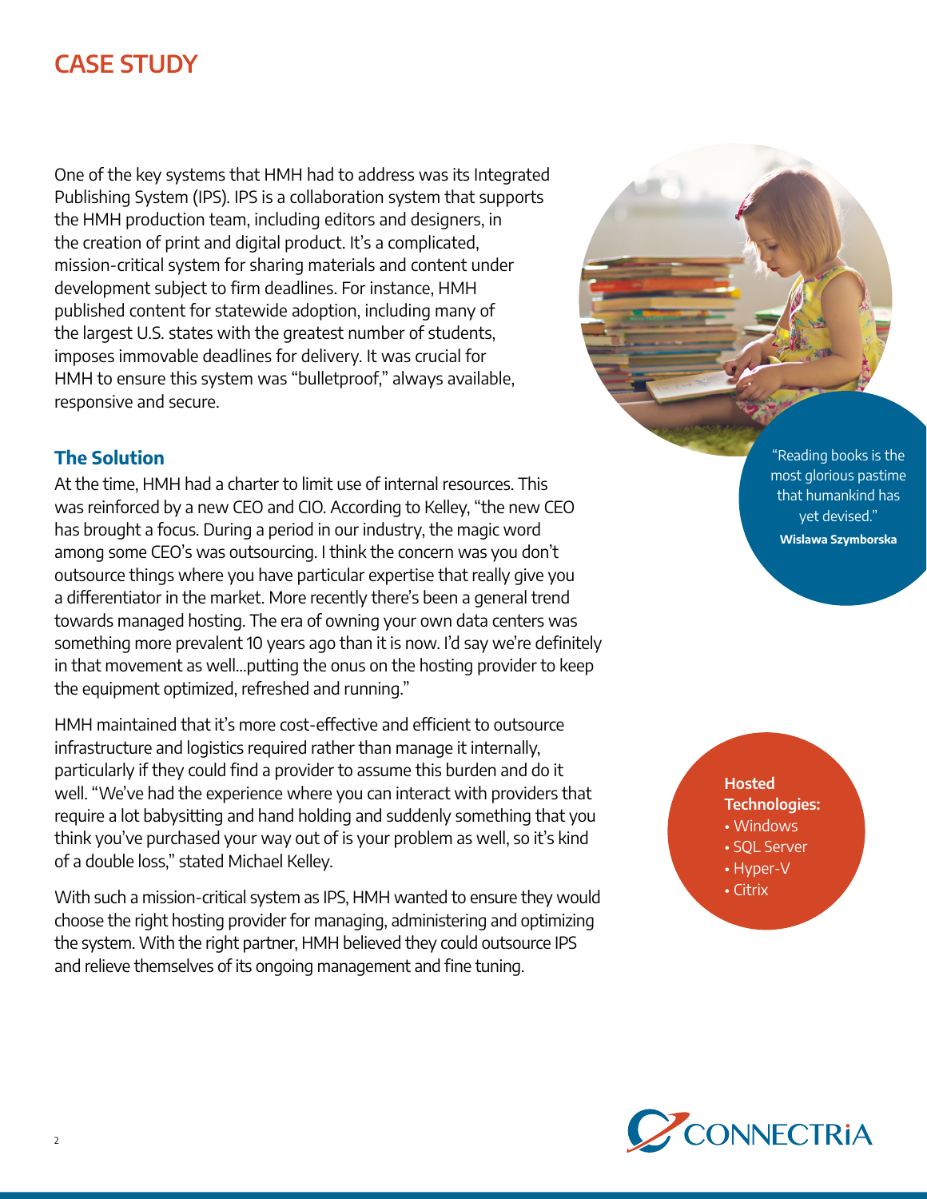# CASE STUDY

One of the key systems that HMH had to address was its Integrated Publishing System (IPS). IPS is a collaboration system that supports the HMH production team, including editors and designers, in the creation of print and digital product. It's a complicated, mission-critical system for sharing materials and content under development subject to firm deadlines. For instance, HMH published content for statewide adoption, including many of the largest U.S. states with the greatest number of students, imposes immovable deadlines for delivery. It was crucial for HMH to ensure this system was "bulletproof," always available, responsive and secure.

## The Solution

At the time, HMH had a charter to limit use of internal resources. This was reinforced by a new CEO and CIO. According to Kelley, "the new CEO has brought a focus. During a period in our industry, the magic word among some CEO's was outsourcing. I think the concern was you don't outsource things where you have particular expertise that really give you a differentiator in the market. More recently there's been a general trend towards managed hosting. The era of owning your own data centers was something more prevalent 10 years ago than it is now. I'd say we're definitely in that movement as well...putting the onus on the hosting provider to keep the equipment optimized, refreshed and running."

HMH maintained that it's more cost-effective and efficient to outsource infrastructure and logistics required rather than manage it internally, particularly if they could find a provider to assume this burden and do it well. "We've had the experience where you can interact with providers that require a lot babysitting and hand holding and suddenly something that you think you've purchased your way out of is your problem as well, so it's kind of a double loss," stated Michael Kelley.

With such a mission-critical system as IPS, HMH wanted to ensure they would choose the right hosting provider for managing, administering and optimizing the system. With the right partner, HMH believed they could outsource IPS and relieve themselves of its ongoing management and fine tuning.

"Reading books is the most glorious pastime that humankind has yet devised."
**Wislawa Szymborska**

**Hosted Technologies:**

- Windows
- SQL Server
- Hyper-V
- Citrix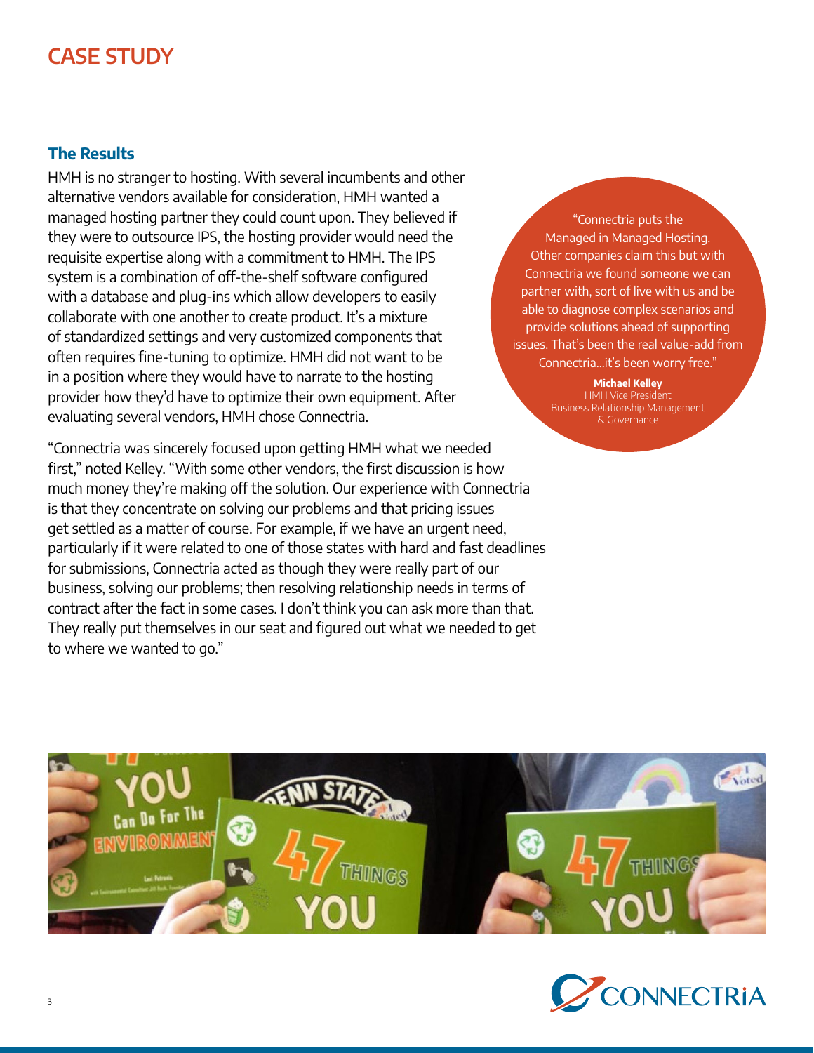# CASE STUDY

## The Results

HMH is no stranger to hosting. With several incumbents and other alternative vendors available for consideration, HMH wanted a managed hosting partner they could count upon. They believed if they were to outsource IPS, the hosting provider would need the requisite expertise along with a commitment to HMH. The IPS system is a combination of off-the-shelf software configured with a database and plug-ins which allow developers to easily collaborate with one another to create product. It's a mixture of standardized settings and very customized components that often requires fine-tuning to optimize. HMH did not want to be in a position where they would have to narrate to the hosting provider how they'd have to optimize their own equipment. After evaluating several vendors, HMH chose Connectria.

"Connectria was sincerely focused upon getting HMH what we needed first," noted Kelley. "With some other vendors, the first discussion is how much money they're making off the solution. Our experience with Connectria is that they concentrate on solving our problems and that pricing issues get settled as a matter of course. For example, if we have an urgent need, particularly if it were related to one of those states with hard and fast deadlines for submissions, Connectria acted as though they were really part of our business, solving our problems; then resolving relationship needs in terms of contract after the fact in some cases. I don't think you can ask more than that. They really put themselves in our seat and figured out what we needed to get to where we wanted to go."

> "Connectria puts the Managed in Managed Hosting. Other companies claim this but with Connectria we found someone we can partner with, sort of live with us and be able to diagnose complex scenarios and provide solutions ahead of supporting issues. That's been the real value-add from Connectria...it's been worry free."
>
> **Michael Kelley**
> HMH Vice President
> Business Relationship Management & Governance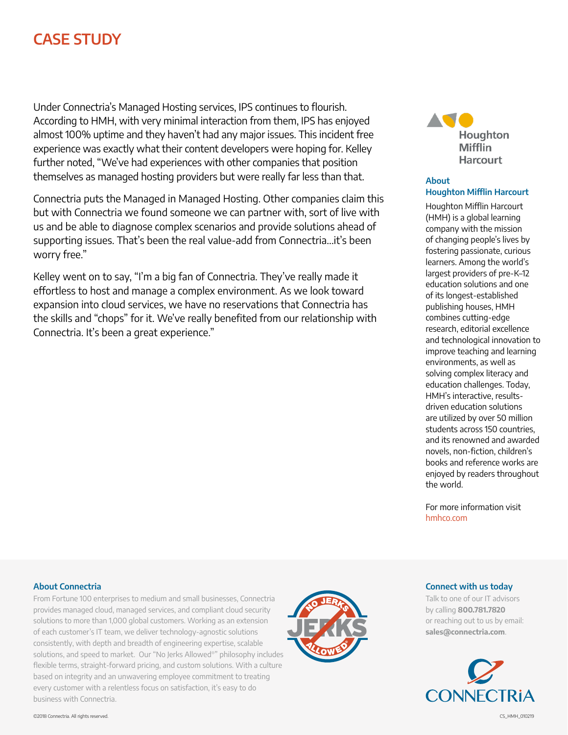# CASE STUDY

Under Connectria's Managed Hosting services, IPS continues to flourish. According to HMH, with very minimal interaction from them, IPS has enjoyed almost 100% uptime and they haven't had any major issues. This incident free experience was exactly what their content developers were hoping for. Kelley further noted, "We've had experiences with other companies that position themselves as managed hosting providers but were really far less than that.

Connectria puts the Managed in Managed Hosting. Other companies claim this but with Connectria we found someone we can partner with, sort of live with us and be able to diagnose complex scenarios and provide solutions ahead of supporting issues. That's been the real value-add from Connectria…it's been worry free."

Kelley went on to say, "I'm a big fan of Connectria. They've really made it effortless to host and manage a complex environment. As we look toward expansion into cloud services, we have no reservations that Connectria has the skills and "chops" for it. We've really benefited from our relationship with Connectria. It's been a great experience."

Houghton Mifflin Harcourt

### About Houghton Mifflin Harcourt

Houghton Mifflin Harcourt (HMH) is a global learning company with the mission of changing people's lives by fostering passionate, curious learners. Among the world's largest providers of pre-K–12 education solutions and one of its longest-established publishing houses, HMH combines cutting-edge research, editorial excellence and technological innovation to improve teaching and learning environments, as well as solving complex literacy and education challenges. Today, HMH's interactive, results-driven education solutions are utilized by over 50 million students across 150 countries, and its renowned and awarded novels, non-fiction, children's books and reference works are enjoyed by readers throughout the world.

For more information visit hmhco.com

### About Connectria

From Fortune 100 enterprises to medium and small businesses, Connectria provides managed cloud, managed services, and compliant cloud security solutions to more than 1,000 global customers. Working as an extension of each customer's IT team, we deliver technology-agnostic solutions consistently, with depth and breadth of engineering expertise, scalable solutions, and speed to market. Our "No Jerks Allowed®" philosophy includes flexible terms, straight-forward pricing, and custom solutions. With a culture based on integrity and an unwavering employee commitment to treating every customer with a relentless focus on satisfaction, it's easy to do business with Connectria.

NO JERKS ALLOWED®

### Connect with us today

Talk to one of our IT advisors by calling **800.781.7820** or reaching out to us by email: **sales@connectria.com**.

CONNECTRIA

©2018 Connectria. All rights reserved.

CS_HMH_010219